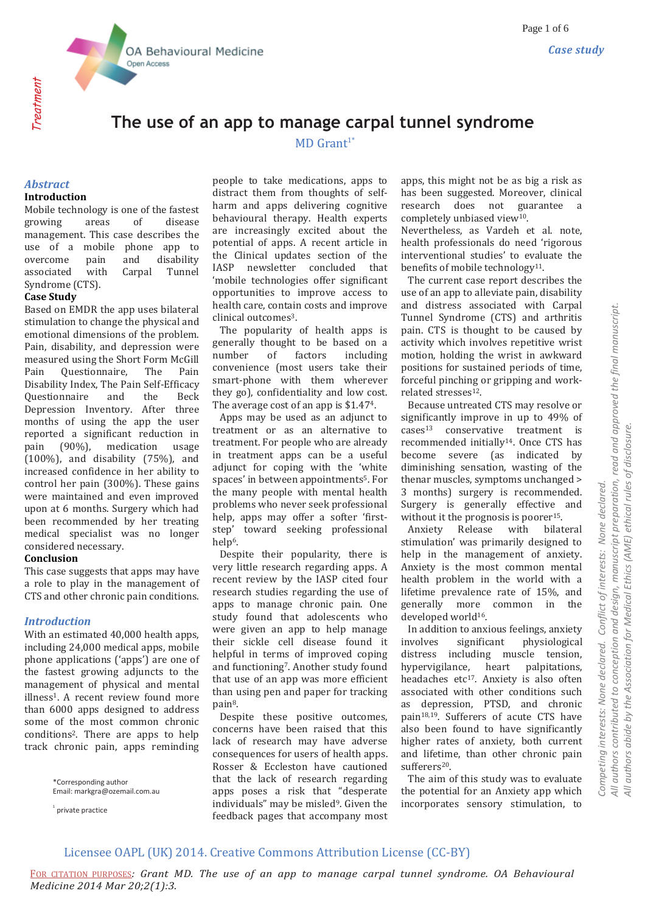# The use of an app to manage carpal tunnel syndrome

MD Grant[1*]

## Abstract

### Introduction

Mobile technology is one of the fastest growing areas of disease management. This case describes the use of a mobile phone app to overcome pain and disability associated with Carpal Tunnel Syndrome (CTS).

### Case Study

Based on EMDR the app uses bilateral stimulation to change the physical and emotional dimensions of the problem. Pain, disability, and depression were measured using the Short Form McGill Pain Questionnaire, The Pain Disability Index, The Pain Self-Efficacy Questionnaire and the Beck Depression Inventory. After three months of using the app the user reported a significant reduction in pain (90%), medication usage (100%), and disability (75%), and increased confidence in her ability to control her pain (300%). These gains were maintained and even improved upon at 6 months. Surgery which had been recommended by her treating medical specialist was no longer considered necessary.

### Conclusion

This case suggests that apps may have a role to play in the management of CTS and other chronic pain conditions.

## Introduction

With an estimated 40,000 health apps, including 24,000 medical apps, mobile phone applications ('apps') are one of the fastest growing adjuncts to the management of physical and mental illness[1]. A recent review found more than 6000 apps designed to address some of the most common chronic conditions[2]. There are apps to help track chronic pain, apps reminding people to take medications, apps to distract them from thoughts of self-harm and apps delivering cognitive behavioural therapy. Health experts are increasingly excited about the potential of apps. A recent article in the Clinical updates section of the IASP newsletter concluded that 'mobile technologies offer significant opportunities to improve access to health care, contain costs and improve clinical outcomes[3].

The popularity of health apps is generally thought to be based on a number of factors including convenience (most users take their smart-phone with them wherever they go), confidentiality and low cost. The average cost of an app is $1.47[4].

Apps may be used as an adjunct to treatment or as an alternative to treatment. For people who are already in treatment apps can be a useful adjunct for coping with the 'white spaces' in between appointments[5]. For the many people with mental health problems who never seek professional help, apps may offer a softer 'first-step' toward seeking professional help[6].

Despite their popularity, there is very little research regarding apps. A recent review by the IASP cited four research studies regarding the use of apps to manage chronic pain. One study found that adolescents who were given an app to help manage their sickle cell disease found it helpful in terms of improved coping and functioning[7]. Another study found that use of an app was more efficient than using pen and paper for tracking pain[8].

Despite these positive outcomes, concerns have been raised that this lack of research may have adverse consequences for users of health apps. Rosser & Eccleston have cautioned that the lack of research regarding apps poses a risk that "desperate individuals" may be misled[9]. Given the feedback pages that accompany most apps, this might not be as big a risk as has been suggested. Moreover, clinical research does not guarantee a completely unbiased view[10]. Nevertheless, as Vardeh et al. note, health professionals do need 'rigorous interventional studies' to evaluate the benefits of mobile technology[11].

The current case report describes the use of an app to alleviate pain, disability and distress associated with Carpal Tunnel Syndrome (CTS) and arthritis pain. CTS is thought to be caused by activity which involves repetitive wrist motion, holding the wrist in awkward positions for sustained periods of time, forceful pinching or gripping and work-related stresses[12].

Because untreated CTS may resolve or significantly improve in up to 49% of cases[13] conservative treatment is recommended initially[14]. Once CTS has become severe (as indicated by diminishing sensation, wasting of the thenar muscles, symptoms unchanged > 3 months) surgery is recommended. Surgery is generally effective and without it the prognosis is poorer[15].

Anxiety Release with bilateral stimulation' was primarily designed to help in the management of anxiety. Anxiety is the most common mental health problem in the world with a lifetime prevalence rate of 15%, and generally more common in the developed world[16].

In addition to anxious feelings, anxiety involves significant physiological distress including muscle tension, hypervigilance, heart palpitations, headaches etc[17]. Anxiety is also often associated with other conditions such as depression, PTSD, and chronic pain[18,19]. Sufferers of acute CTS have also been found to have significantly higher rates of anxiety, both current and lifetime, than other chronic pain sufferers[20].

The aim of this study was to evaluate the potential for an Anxiety app which incorporates sensory stimulation, to

*Corresponding author
Email: markgra@ozemail.com.au

[1] private practice

Competing interests: None declared. Conflict of interests: None declared.
All authors contributed to conception and design, manuscript preparation, read and approved the final manuscript.
All authors abide by the Association for Medical Ethics (AME) ethical rules of disclosure.

Licensee OAPL (UK) 2014. Creative Commons Attribution License (CC-BY)

For citation purposes: Grant MD. The use of an app to manage carpal tunnel syndrome. OA Behavioural Medicine 2014 Mar 20;2(1):3.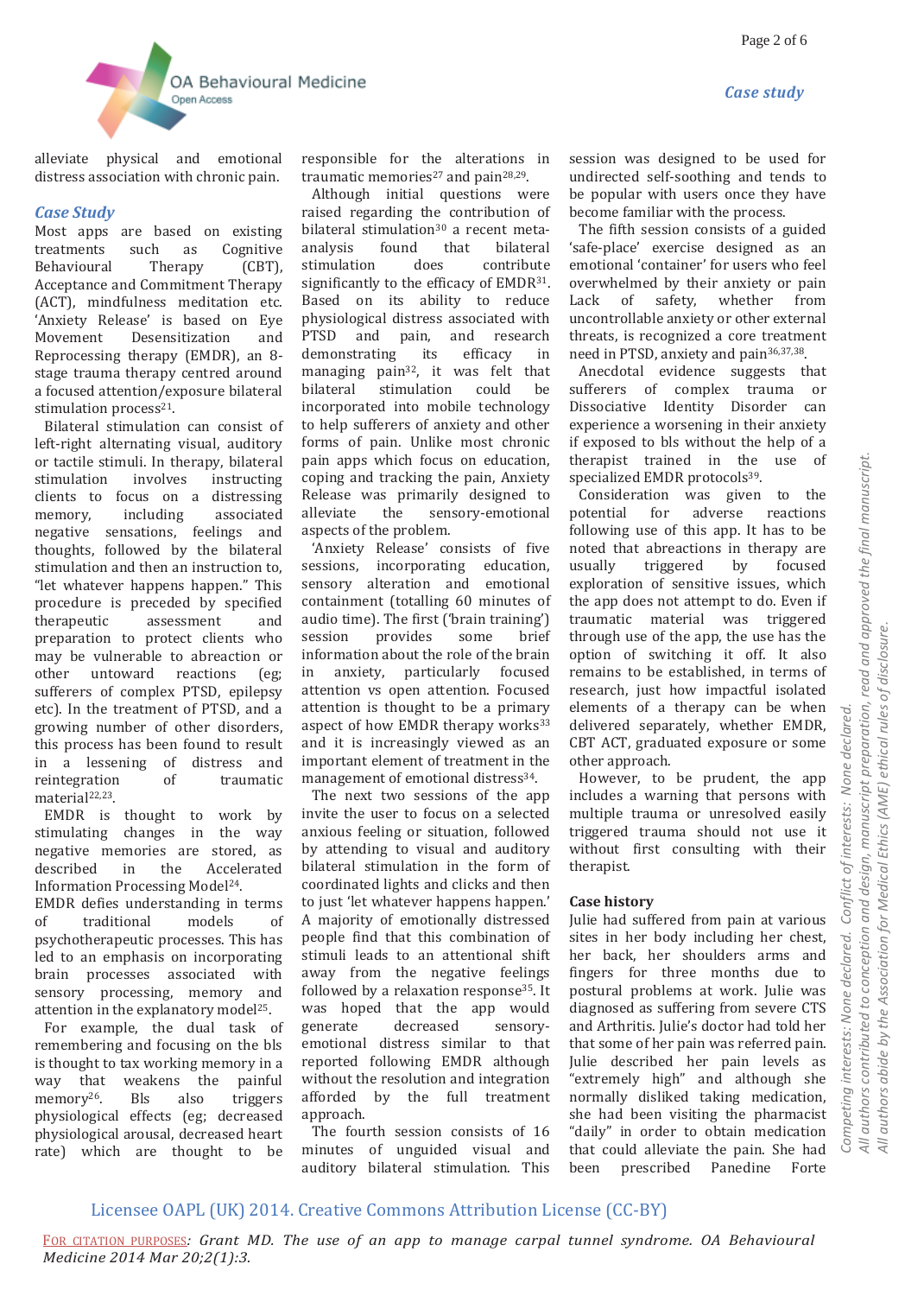alleviate physical and emotional distress association with chronic pain.

## Case Study

Most apps are based on existing treatments such as Cognitive Behavioural Therapy (CBT), Acceptance and Commitment Therapy (ACT), mindfulness meditation etc. 'Anxiety Release' is based on Eye Movement Desensitization and Reprocessing therapy (EMDR), an 8-stage trauma therapy centred around a focused attention/exposure bilateral stimulation process[21].

Bilateral stimulation can consist of left-right alternating visual, auditory or tactile stimuli. In therapy, bilateral stimulation involves instructing clients to focus on a distressing memory, including associated negative sensations, feelings and thoughts, followed by the bilateral stimulation and then an instruction to, "let whatever happens happen." This procedure is preceded by specified therapeutic assessment and preparation to protect clients who may be vulnerable to abreaction or other untoward reactions (eg; sufferers of complex PTSD, epilepsy etc). In the treatment of PTSD, and a growing number of other disorders, this process has been found to result in a lessening of distress and reintegration of traumatic material[22,23].

EMDR is thought to work by stimulating changes in the way negative memories are stored, as described in the Accelerated Information Processing Model[24]. EMDR defies understanding in terms of traditional models of psychotherapeutic processes. This has led to an emphasis on incorporating brain processes associated with sensory processing, memory and attention in the explanatory model[25].

For example, the dual task of remembering and focusing on the bls is thought to tax working memory in a way that weakens the painful memory[26]. Bls also triggers physiological effects (eg; decreased physiological arousal, decreased heart rate) which are thought to be responsible for the alterations in traumatic memories[27] and pain[28,29].

Although initial questions were raised regarding the contribution of bilateral stimulation[30] a recent meta-analysis found that bilateral stimulation does contribute significantly to the efficacy of EMDR[31]. Based on its ability to reduce physiological distress associated with PTSD and pain, and research demonstrating its efficacy in managing pain[32], it was felt that bilateral stimulation could be incorporated into mobile technology to help sufferers of anxiety and other forms of pain. Unlike most chronic pain apps which focus on education, coping and tracking the pain, Anxiety Release was primarily designed to alleviate the sensory-emotional aspects of the problem.

'Anxiety Release' consists of five sessions, incorporating education, sensory alteration and emotional containment (totalling 60 minutes of audio time). The first ('brain training') session provides some brief information about the role of the brain in anxiety, particularly focused attention vs open attention. Focused attention is thought to be a primary aspect of how EMDR therapy works[33] and it is increasingly viewed as an important element of treatment in the management of emotional distress[34].

The next two sessions of the app invite the user to focus on a selected anxious feeling or situation, followed by attending to visual and auditory bilateral stimulation in the form of coordinated lights and clicks and then to just 'let whatever happens happen.' A majority of emotionally distressed people find that this combination of stimuli leads to an attentional shift away from the negative feelings followed by a relaxation response[35]. It was hoped that the app would generate decreased sensory-emotional distress similar to that reported following EMDR although without the resolution and integration afforded by the full treatment approach.

The fourth session consists of 16 minutes of unguided visual and auditory bilateral stimulation. This session was designed to be used for undirected self-soothing and tends to be popular with users once they have become familiar with the process.

The fifth session consists of a guided 'safe-place' exercise designed as an emotional 'container' for users who feel overwhelmed by their anxiety or pain Lack of safety, whether from uncontrollable anxiety or other external threats, is recognized a core treatment need in PTSD, anxiety and pain[36,37,38].

Anecdotal evidence suggests that sufferers of complex trauma or Dissociative Identity Disorder can experience a worsening in their anxiety if exposed to bls without the help of a therapist trained in the use of specialized EMDR protocols[39].

Consideration was given to the potential for adverse reactions following use of this app. It has to be noted that abreactions in therapy are usually triggered by focused exploration of sensitive issues, which the app does not attempt to do. Even if traumatic material was triggered through use of the app, the use has the option of switching it off. It also remains to be established, in terms of research, just how impactful isolated elements of a therapy can be when delivered separately, whether EMDR, CBT ACT, graduated exposure or some other approach.

However, to be prudent, the app includes a warning that persons with multiple trauma or unresolved easily triggered trauma should not use it without first consulting with their therapist.

### Case history

Julie had suffered from pain at various sites in her body including her chest, her back, her shoulders arms and fingers for three months due to postural problems at work. Julie was diagnosed as suffering from severe CTS and Arthritis. Julie's doctor had told her that some of her pain was referred pain. Julie described her pain levels as "extremely high" and although she normally disliked taking medication, she had been visiting the pharmacist "daily" in order to obtain medication that could alleviate the pain. She had been prescribed Panedine Forte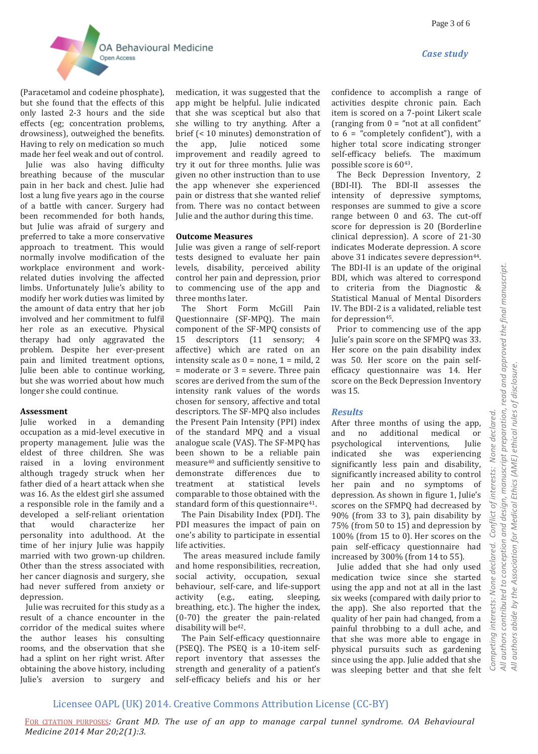(Paracetamol and codeine phosphate), but she found that the effects of this only lasted 2-3 hours and the side effects (eg; concentration problems, drowsiness), outweighed the benefits. Having to rely on medication so much made her feel weak and out of control.

Julie was also having difficulty breathing because of the muscular pain in her back and chest. Julie had lost a lung five years ago in the course of a battle with cancer. Surgery had been recommended for both hands, but Julie was afraid of surgery and preferred to take a more conservative approach to treatment. This would normally involve modification of the workplace environment and work-related duties involving the affected limbs. Unfortunately Julie's ability to modify her work duties was limited by the amount of data entry that her job involved and her commitment to fulfil her role as an executive. Physical therapy had only aggravated the problem. Despite her ever-present pain and limited treatment options, Julie been able to continue working, but she was worried about how much longer she could continue.

## Assessment

Julie worked in a demanding occupation as a mid-level executive in property management. Julie was the eldest of three children. She was raised in a loving environment although tragedy struck when her father died of a heart attack when she was 16. As the eldest girl she assumed a responsible role in the family and a developed a self-reliant orientation that would characterize her personality into adulthood. At the time of her injury Julie was happily married with two grown-up children. Other than the stress associated with her cancer diagnosis and surgery, she had never suffered from anxiety or depression.

Julie was recruited for this study as a result of a chance encounter in the corridor of the medical suites where the author leases his consulting rooms, and the observation that she had a splint on her right wrist. After obtaining the above history, including Julie's aversion to surgery and medication, it was suggested that the app might be helpful. Julie indicated that she was sceptical but also that she willing to try anything. After a brief (< 10 minutes) demonstration of the app, Julie noticed some improvement and readily agreed to try it out for three months. Julie was given no other instruction than to use the app whenever she experienced pain or distress that she wanted relief from. There was no contact between Julie and the author during this time.

## Outcome Measures

Julie was given a range of self-report tests designed to evaluate her pain levels, disability, perceived ability control her pain and depression, prior to commencing use of the app and three months later.

The Short Form McGill Pain Questionnaire (SF-MPQ). The main component of the SF-MPQ consists of 15 descriptors (11 sensory; 4 affective) which are rated on an intensity scale as 0 = none, 1 = mild, 2 = moderate or 3 = severe. Three pain scores are derived from the sum of the intensity rank values of the words chosen for sensory, affective and total descriptors. The SF-MPQ also includes the Present Pain Intensity (PPI) index of the standard MPQ and a visual analogue scale (VAS). The SF-MPQ has been shown to be a reliable pain measure[40] and sufficiently sensitive to demonstrate differences due to treatment at statistical levels comparable to those obtained with the standard form of this questionnaire[41].

The Pain Disability Index (PDI). The PDI measures the impact of pain on one's ability to participate in essential life activities.

The areas measured include family and home responsibilities, recreation, social activity, occupation, sexual behaviour, self-care, and life-support activity (e.g., eating, sleeping, breathing, etc.). The higher the index, (0-70) the greater the pain-related disability will be[42].

The Pain Self-efficacy questionnaire (PSEQ). The PSEQ is a 10-item self-report inventory that assesses the strength and generality of a patient's self-efficacy beliefs and his or her confidence to accomplish a range of activities despite chronic pain. Each item is scored on a 7-point Likert scale (ranging from 0 = "not at all confident" to 6 = "completely confident"), with a higher total score indicating stronger self-efficacy beliefs. The maximum possible score is 60[43].

The Beck Depression Inventory, 2 (BDI-II). The BDI-II assesses the intensity of depressive symptoms, responses are summed to give a score range between 0 and 63. The cut-off score for depression is 20 (Borderline clinical depression). A score of 21-30 indicates Moderate depression. A score above 31 indicates severe depression[44]. The BDI-II is an update of the original BDI, which was altered to correspond to criteria from the Diagnostic & Statistical Manual of Mental Disorders IV. The BDI-2 is a validated, reliable test for depression[45].

Prior to commencing use of the app Julie's pain score on the SFMPQ was 33. Her score on the pain disability index was 50. Her score on the pain self-efficacy questionnaire was 14. Her score on the Beck Depression Inventory was 15.

## *Results*

After three months of using the app, and no additional medical or psychological interventions, Julie indicated she was experiencing significantly less pain and disability, significantly increased ability to control her pain and no symptoms of depression. As shown in figure 1, Julie's scores on the SFMPQ had decreased by 90% (from 33 to 3), pain disability by 75% (from 50 to 15) and depression by 100% (from 15 to 0). Her scores on the pain self-efficacy questionnaire had increased by 300% (from 14 to 55).

Julie added that she had only used medication twice since she started using the app and not at all in the last six weeks (compared with daily prior to the app). She also reported that the quality of her pain had changed, from a painful throbbing to a dull ache, and that she was more able to engage in physical pursuits such as gardening since using the app. Julie added that she was sleeping better and that she felt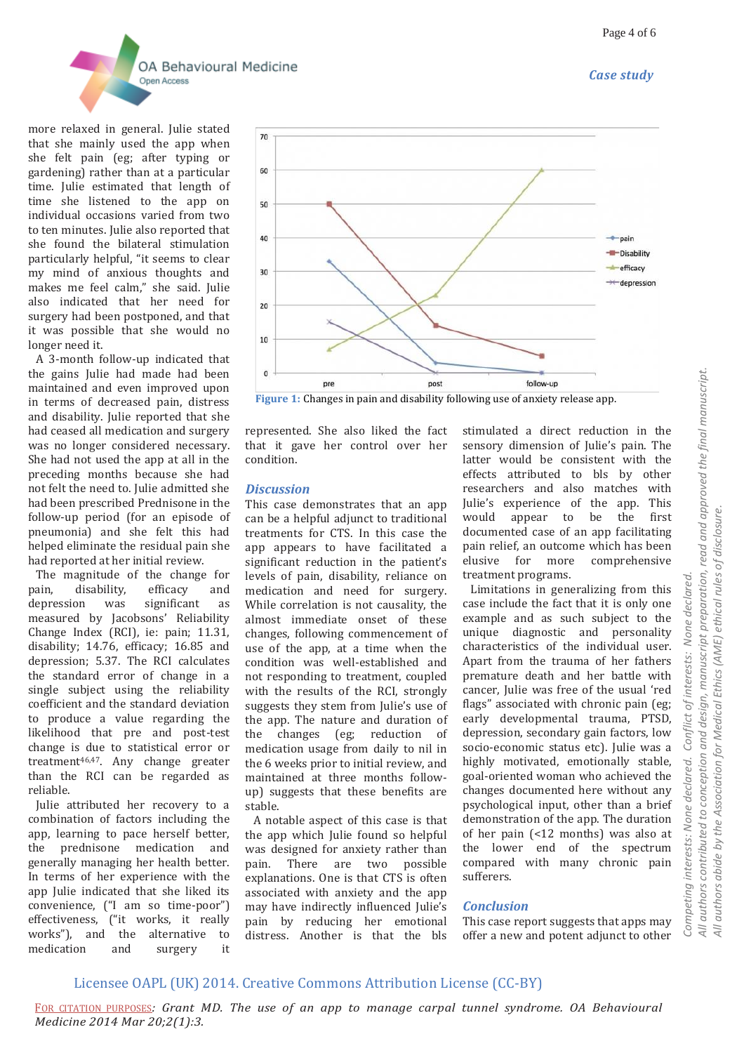more relaxed in general. Julie stated that she mainly used the app when she felt pain (eg; after typing or gardening) rather than at a particular time. Julie estimated that length of time she listened to the app on individual occasions varied from two to ten minutes. Julie also reported that she found the bilateral stimulation particularly helpful, "it seems to clear my mind of anxious thoughts and makes me feel calm," she said. Julie also indicated that her need for surgery had been postponed, and that it was possible that she would no longer need it.

A 3-month follow-up indicated that the gains Julie had made had been maintained and even improved upon in terms of decreased pain, distress and disability. Julie reported that she had ceased all medication and surgery was no longer considered necessary. She had not used the app at all in the preceding months because she had not felt the need to. Julie admitted she had been prescribed Prednisone in the follow-up period (for an episode of pneumonia) and she felt this had helped eliminate the residual pain she had reported at her initial review.

The magnitude of the change for pain, disability, efficacy and depression was significant as measured by Jacobsons' Reliability Change Index (RCI), ie: pain; 11.31, disability; 14.76, efficacy; 16.85 and depression; 5.37. The RCI calculates the standard error of change in a single subject using the reliability coefficient and the standard deviation to produce a value regarding the likelihood that pre and post-test change is due to statistical error or treatment[46,47]. Any change greater than the RCI can be regarded as reliable.

Julie attributed her recovery to a combination of factors including the app, learning to pace herself better, the prednisone medication and generally managing her health better. In terms of her experience with the app Julie indicated that she liked its convenience, ("I am so time-poor") effectiveness, ("it works, it really works"), and the alternative to medication and surgery it represented. She also liked the fact that it gave her control over her condition.

Figure 1: Changes in pain and disability following use of anxiety release app.

## Discussion

This case demonstrates that an app can be a helpful adjunct to traditional treatments for CTS. In this case the app appears to have facilitated a significant reduction in the patient's levels of pain, disability, reliance on medication and need for surgery. While correlation is not causality, the almost immediate onset of these changes, following commencement of use of the app, at a time when the condition was well-established and not responding to treatment, coupled with the results of the RCI, strongly suggests they stem from Julie's use of the app. The nature and duration of the changes (eg; reduction of medication usage from daily to nil in the 6 weeks prior to initial review, and maintained at three months follow-up) suggests that these benefits are stable.

A notable aspect of this case is that the app which Julie found so helpful was designed for anxiety rather than pain. There are two possible explanations. One is that CTS is often associated with anxiety and the app may have indirectly influenced Julie's pain by reducing her emotional distress. Another is that the bls stimulated a direct reduction in the sensory dimension of Julie's pain. The latter would be consistent with the effects attributed to bls by other researchers and also matches with Julie's experience of the app. This would appear to be the first documented case of an app facilitating pain relief, an outcome which has been elusive for more comprehensive treatment programs.

Limitations in generalizing from this case include the fact that it is only one example and as such subject to the unique diagnostic and personality characteristics of the individual user. Apart from the trauma of her fathers premature death and her battle with cancer, Julie was free of the usual 'red flags" associated with chronic pain (eg; early developmental trauma, PTSD, depression, secondary gain factors, low socio-economic status etc). Julie was a highly motivated, emotionally stable, goal-oriented woman who achieved the changes documented here without any psychological input, other than a brief demonstration of the app. The duration of her pain (<12 months) was also at the lower end of the spectrum compared with many chronic pain sufferers.

## Conclusion

This case report suggests that apps may offer a new and potent adjunct to other

Competing interests: None declared. Conflict of interests: None declared.
All authors contributed to conception and design, manuscript preparation, read and approved the final manuscript.
All authors abide by the Association for Medical Ethics (AME) ethical rules of disclosure.

Licensee OAPL (UK) 2014. Creative Commons Attribution License (CC-BY)

FOR CITATION PURPOSES: *Grant MD. The use of an app to manage carpal tunnel syndrome. OA Behavioural Medicine 2014 Mar 20;2(1):3.*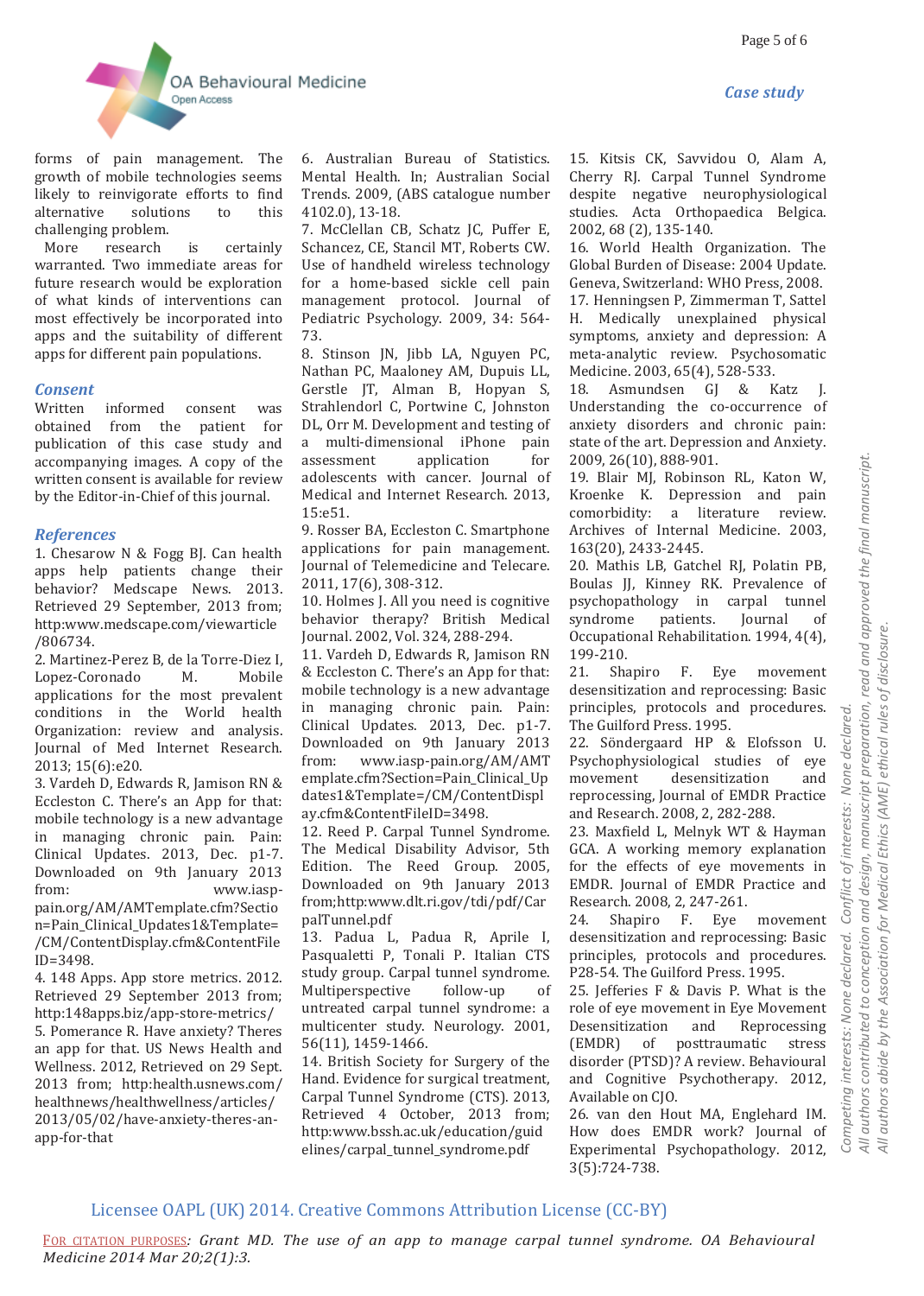forms of pain management. The growth of mobile technologies seems likely to reinvigorate efforts to find alternative solutions to this challenging problem.

More research is certainly warranted. Two immediate areas for future research would be exploration of what kinds of interventions can most effectively be incorporated into apps and the suitability of different apps for different pain populations.

## Consent

Written informed consent was obtained from the patient for publication of this case study and accompanying images. A copy of the written consent is available for review by the Editor-in-Chief of this journal.

## References

1. Chesarow N & Fogg BJ. Can health apps help patients change their behavior? Medscape News. 2013. Retrieved 29 September, 2013 from: http:www.medscape.com/viewarticle/806734.
2. Martinez-Perez B, de la Torre-Diez I, Lopez-Coronado M. Mobile applications for the most prevalent conditions in the World health Organization: review and analysis. Journal of Med Internet Research. 2013; 15(6):e20.
3. Vardeh D, Edwards R, Jamison RN & Eccleston C. There's an App for that: mobile technology is a new advantage in managing chronic pain. Pain: Clinical Updates. 2013, Dec. p1-7. Downloaded on 9th January 2013 from: www.iasp-pain.org/AM/AMTemplate.cfm?Section=Pain_Clinical_Updates1&Template=/CM/ContentDisplay.cfm&ContentFileID=3498.
4. 148 Apps. App store metrics. 2012. Retrieved 29 September 2013 from; http:148apps.biz/app-store-metrics/
5. Pomerance R. Have anxiety? Theres an app for that. US News Health and Wellness. 2012, Retrieved on 29 Sept. 2013 from; http:health.usnews.com/healthnews/healthwellness/articles/2013/05/02/have-anxiety-theres-an-app-for-that
6. Australian Bureau of Statistics. Mental Health. In; Australian Social Trends. 2009, (ABS catalogue number 4102.0), 13-18.
7. McClellan CB, Schatz JC, Puffer E, Schancez, CE, Stancil MT, Roberts CW. Use of handheld wireless technology for a home-based sickle cell pain management protocol. Journal of Pediatric Psychology. 2009, 34: 564-73.
8. Stinson JN, Jibb LA, Nguyen PC, Nathan PC, Maaloney AM, Dupuis LL, Gerstle JT, Alman B, Hopyan S, Strahlendorl C, Portwine C, Johnston DL, Orr M. Development and testing of a multi-dimensional iPhone pain assessment application for adolescents with cancer. Journal of Medical and Internet Research. 2013, 15:e51.
9. Rosser BA, Eccleston C. Smartphone applications for pain management. Journal of Telemedicine and Telecare. 2011, 17(6), 308-312.
10. Holmes J. All you need is cognitive behavior therapy? British Medical Journal. 2002, Vol. 324, 288-294.
11. Vardeh D, Edwards R, Jamison RN & Eccleston C. There's an App for that: mobile technology is a new advantage in managing chronic pain. Pain: Clinical Updates. 2013, Dec. p1-7. Downloaded on 9th January 2013 from: www.iasp-pain.org/AM/AMTemplate.cfm?Section=Pain_Clinical_Updates1&Template=/CM/ContentDisplay.cfm&ContentFileID=3498.
12. Reed P. Carpal Tunnel Syndrome. The Medical Disability Advisor, 5th Edition. The Reed Group. 2005, Downloaded on 9th January 2013 from;http:www.dlt.ri.gov/tdi/pdf/CarpalTunnel.pdf
13. Padua L, Padua R, Aprile I, Pasqualetti P, Tonali P. Italian CTS study group. Carpal tunnel syndrome. Multiperspective follow-up of untreated carpal tunnel syndrome: a multicenter study. Neurology. 2001, 56(11), 1459-1466.
14. British Society for Surgery of the Hand. Evidence for surgical treatment, Carpal Tunnel Syndrome (CTS). 2013, Retrieved 4 October, 2013 from; http:www.bssh.ac.uk/education/guidelines/carpal_tunnel_syndrome.pdf
15. Kitsis CK, Savvidou O, Alam A, Cherry RJ. Carpal Tunnel Syndrome despite negative neurophysiological studies. Acta Orthopaedica Belgica. 2002, 68 (2), 135-140.
16. World Health Organization. The Global Burden of Disease: 2004 Update. Geneva, Switzerland: WHO Press, 2008.
17. Henningsen P, Zimmerman T, Sattel H. Medically unexplained physical symptoms, anxiety and depression: A meta-analytic review. Psychosomatic Medicine. 2003, 65(4), 528-533.
18. Asmundsen GJ & Katz J. Understanding the co-occurrence of anxiety disorders and chronic pain: state of the art. Depression and Anxiety. 2009, 26(10), 888-901.
19. Blair MJ, Robinson RL, Katon W, Kroenke K. Depression and pain comorbidity: a literature review. Archives of Internal Medicine. 2003, 163(20), 2433-2445.
20. Mathis LB, Gatchel RJ, Polatin PB, Boulas JJ, Kinney RK. Prevalence of psychopathology in carpal tunnel syndrome patients. Journal of Occupational Rehabilitation. 1994, 4(4), 199-210.
21. Shapiro F. Eye movement desensitization and reprocessing: Basic principles, protocols and procedures. The Guilford Press. 1995.
22. Söndergaard HP & Elofsson U. Psychophysiological studies of eye movement desensitization and reprocessing, Journal of EMDR Practice and Research. 2008, 2, 282-288.
23. Maxfield L, Melnyk WT & Hayman GCA. A working memory explanation for the effects of eye movements in EMDR. Journal of EMDR Practice and Research. 2008, 2, 247-261.
24. Shapiro F. Eye movement desensitization and reprocessing: Basic principles, protocols and procedures. P28-54. The Guilford Press. 1995.
25. Jefferies F & Davis P. What is the role of eye movement in Eye Movement Desensitization and Reprocessing (EMDR) of posttraumatic stress disorder (PTSD)? A review. Behavioural and Cognitive Psychotherapy. 2012, Available on CJO.
26. van den Hout MA, Englehard IM. How does EMDR work? Journal of Experimental Psychopathology. 2012, 3(5):724-738.

*Competing interests: None declared. Conflict of interests: None declared.*
*All authors contributed to conception and design, manuscript preparation, read and approved the final manuscript.*
*All authors abide by the Association for Medical Ethics (AME) ethical rules of disclosure.*

Licensee OAPL (UK) 2014. Creative Commons Attribution License (CC-BY)

For citation purposes: *Grant MD. The use of an app to manage carpal tunnel syndrome. OA Behavioural Medicine 2014 Mar 20;2(1):3.*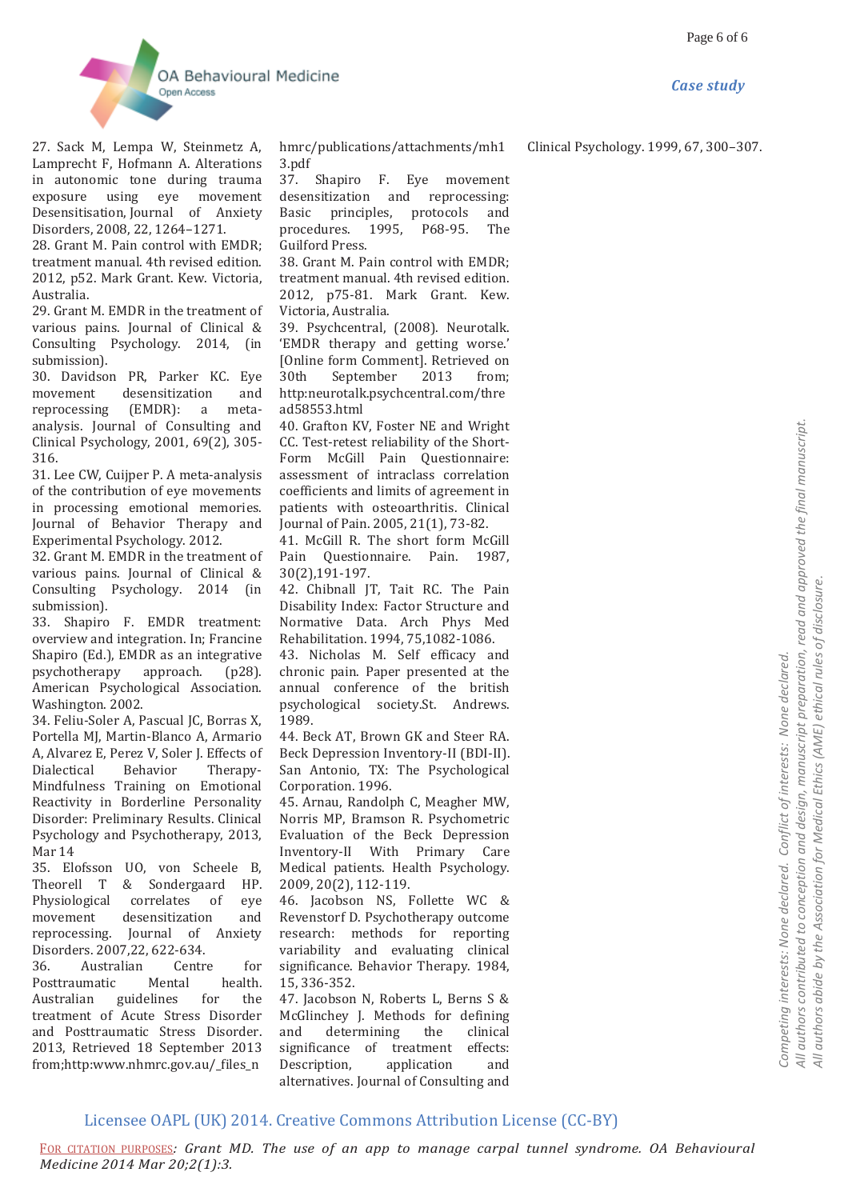27. Sack M, Lempa W, Steinmetz A, Lamprecht F, Hofmann A. Alterations in autonomic tone during trauma exposure using eye movement Desensitisation, Journal of Anxiety Disorders, 2008, 22, 1264–1271.

28. Grant M. Pain control with EMDR; treatment manual. 4th revised edition. 2012, p52. Mark Grant. Kew. Victoria, Australia.

29. Grant M. EMDR in the treatment of various pains. Journal of Clinical & Consulting Psychology. 2014, (in submission).

30. Davidson PR, Parker KC. Eye movement desensitization and reprocessing (EMDR): a meta-analysis. Journal of Consulting and Clinical Psychology, 2001, 69(2), 305-316.

31. Lee CW, Cuijper P. A meta-analysis of the contribution of eye movements in processing emotional memories. Journal of Behavior Therapy and Experimental Psychology. 2012.

32. Grant M. EMDR in the treatment of various pains. Journal of Clinical & Consulting Psychology. 2014 (in submission).

33. Shapiro F. EMDR treatment: overview and integration. In; Francine Shapiro (Ed.), EMDR as an integrative psychotherapy approach. (p28). American Psychological Association. Washington. 2002.

34. Feliu-Soler A, Pascual JC, Borras X, Portella MJ, Martin-Blanco A, Armario A, Alvarez E, Perez V, Soler J. Effects of Dialectical Behavior Therapy-Mindfulness Training on Emotional Reactivity in Borderline Personality Disorder: Preliminary Results. Clinical Psychology and Psychotherapy, 2013, Mar 14

35. Elofsson UO, von Scheele B, Theorell T & Sondergaard HP. Physiological correlates of eye movement desensitization and reprocessing. Journal of Anxiety Disorders. 2007,22, 622-634.

36. Australian Centre for Posttraumatic Mental health. Australian guidelines for the treatment of Acute Stress Disorder and Posttraumatic Stress Disorder. 2013, Retrieved 18 September 2013 from;http:www.nhmrc.gov.au/_files_nhmrc/publications/attachments/mh13.pdf

37. Shapiro F. Eye movement desensitization and reprocessing: Basic principles, protocols and procedures. 1995, P68-95. The Guilford Press.

38. Grant M. Pain control with EMDR; treatment manual. 4th revised edition. 2012, p75-81. Mark Grant. Kew. Victoria, Australia.

39. Psychcentral, (2008). Neurotalk. 'EMDR therapy and getting worse.' [Online form Comment]. Retrieved on 30th September 2013 from; http:neurotalk.psychcentral.com/thread58553.html

40. Grafton KV, Foster NE and Wright CC. Test-retest reliability of the Short-Form McGill Pain Questionnaire: assessment of intraclass correlation coefficients and limits of agreement in patients with osteoarthritis. Clinical Journal of Pain. 2005, 21(1), 73-82.

41. McGill R. The short form McGill Pain Questionnaire. Pain. 1987, 30(2),191-197.

42. Chibnall JT, Tait RC. The Pain Disability Index: Factor Structure and Normative Data. Arch Phys Med Rehabilitation. 1994, 75,1082-1086.

43. Nicholas M. Self efficacy and chronic pain. Paper presented at the annual conference of the british psychological society.St. Andrews. 1989.

44. Beck AT, Brown GK and Steer RA. Beck Depression Inventory-II (BDI-II). San Antonio, TX: The Psychological Corporation. 1996.

45. Arnau, Randolph C, Meagher MW, Norris MP, Bramson R. Psychometric Evaluation of the Beck Depression Inventory-II With Primary Care Medical patients. Health Psychology. 2009, 20(2), 112-119.

46. Jacobson NS, Follette WC & Revenstorf D. Psychotherapy outcome research: methods for reporting variability and evaluating clinical significance. Behavior Therapy. 1984, 15, 336-352.

47. Jacobson N, Roberts L, Berns S & McGlinchey J. Methods for defining and determining the clinical significance of treatment effects: Description, application and alternatives. Journal of Consulting and Clinical Psychology. 1999, 67, 300–307.

*Competing interests: None declared. Conflict of interests: None declared.*
*All authors contributed to conception and design, manuscript preparation, read and approved the final manuscript.*
*All authors abide by the Association for Medical Ethics (AME) ethical rules of disclosure.*

Licensee OAPL (UK) 2014. Creative Commons Attribution License (CC-BY)

For citation purposes: *Grant MD. The use of an app to manage carpal tunnel syndrome. OA Behavioural Medicine 2014 Mar 20;2(1):3.*